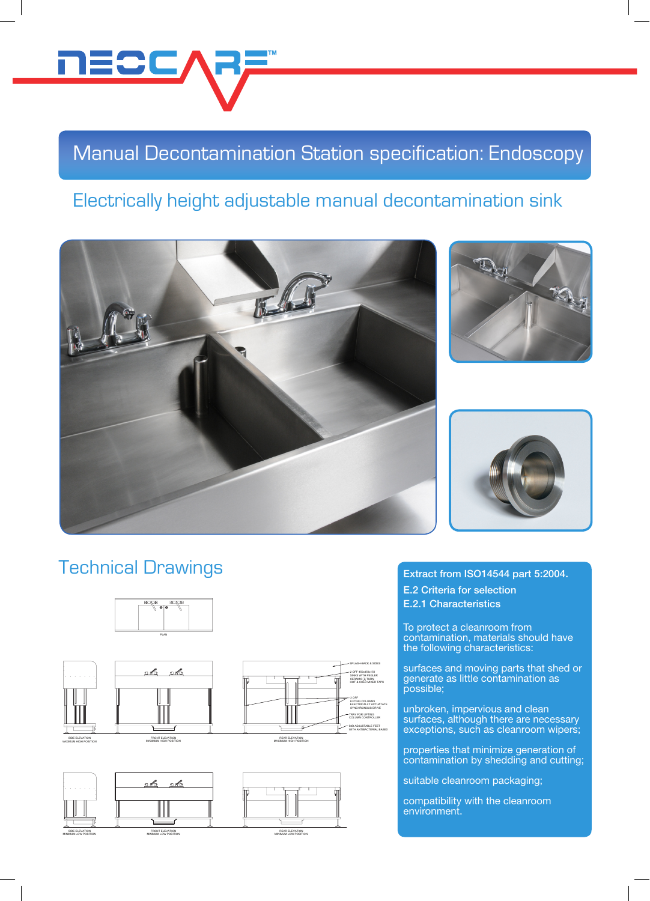# Manual Decontamination Station specification: Endoscopy

## Electrically height adjustable manual decontamination sink

## Technical Drawings

PLAN

SPLASH BACK & SIDES

2 OFF 450x450x150 SINKS WITH PEDLER CERAMIC ¼ TURN HOT & COLD MIXER TAPS

3 OFF LIFTING COLUMNS ELECTRICALLY ACTUATATE SYNCHRONOUS DRIVE

TRAY FOR LIFTING COLUMN CONTROLLER

M8 ADJUSTABLE FEET WITH ANTIBACTERIAL BASES

SIDE ELEVATION MAXIMUM HIGH POSITION

FRONT ELEVATION MAXIMUM HIGH POSITION

REAR ELEVATION MAXIMUM HIGH POSITION

SIDE ELEVATION MINIMUM LOW POSITION

FRONT ELEVATION MINIMUM LOW POSITION

REAR ELEVATION MINIMUM LOW POSITION

**Extract from ISO14544 part 5:2004.**

**E.2 Criteria for selection**

**E.2.1 Characteristics**

To protect a cleanroom from contamination, materials should have the following characteristics:

surfaces and moving parts that shed or generate as little contamination as possible;

unbroken, impervious and clean surfaces, although there are necessary exceptions, such as cleanroom wipers;

properties that minimize generation of contamination by shedding and cutting;

suitable cleanroom packaging;

compatibility with the cleanroom environment.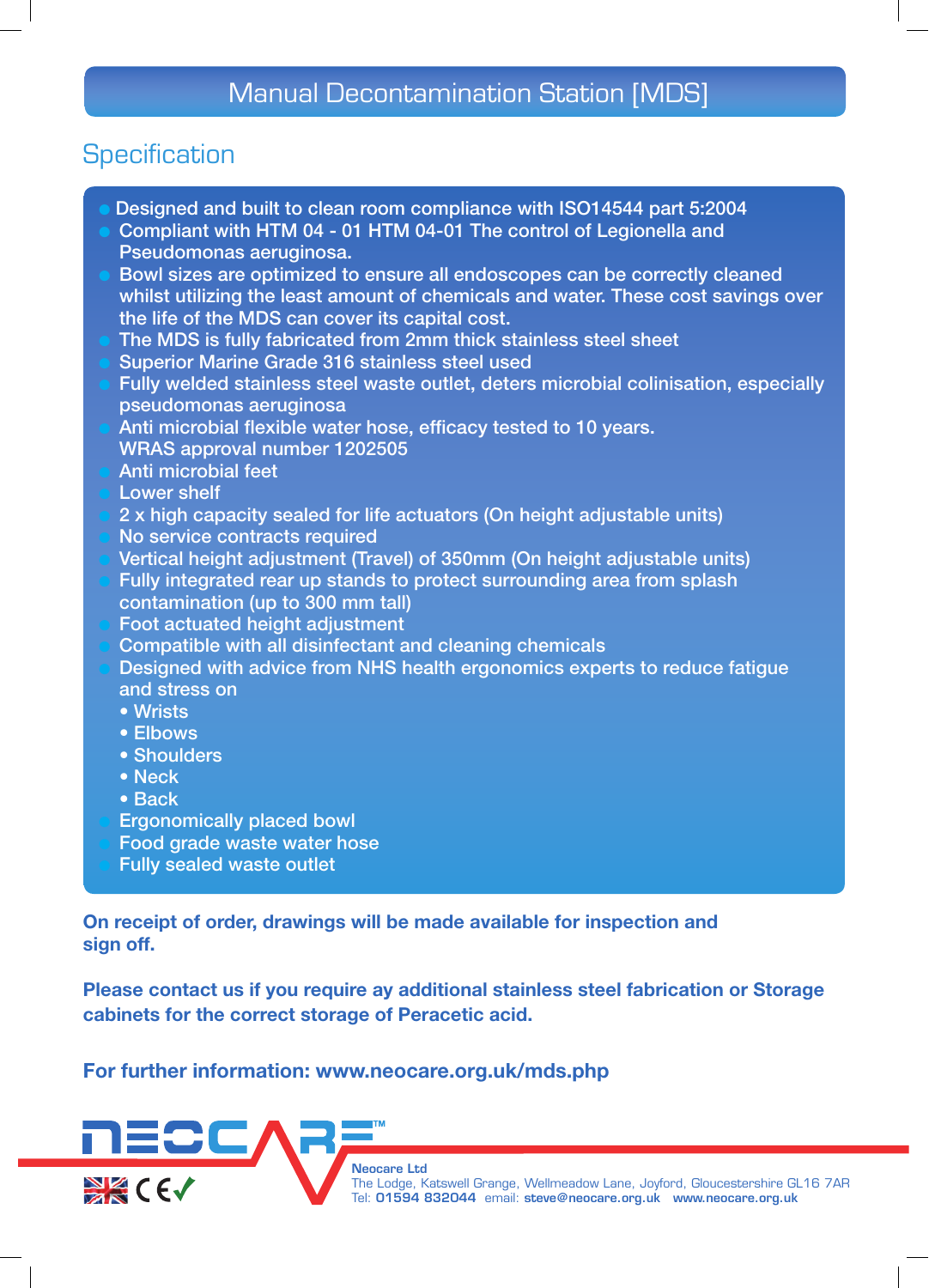# Manual Decontamination Station [MDS]

## Specification

- Designed and built to clean room compliance with ISO14544 part 5:2004
- Compliant with HTM 04 - 01 HTM 04-01 The control of Legionella and Pseudomonas aeruginosa.
- Bowl sizes are optimized to ensure all endoscopes can be correctly cleaned whilst utilizing the least amount of chemicals and water. These cost savings over the life of the MDS can cover its capital cost.
- The MDS is fully fabricated from 2mm thick stainless steel sheet
- Superior Marine Grade 316 stainless steel used
- Fully welded stainless steel waste outlet, deters microbial colinisation, especially pseudomonas aeruginosa
- Anti microbial flexible water hose, efficacy tested to 10 years. WRAS approval number 1202505
- Anti microbial feet
- Lower shelf
- 2 x high capacity sealed for life actuators (On height adjustable units)
- No service contracts required
- Vertical height adjustment (Travel) of 350mm (On height adjustable units)
- Fully integrated rear up stands to protect surrounding area from splash contamination (up to 300 mm tall)
- Foot actuated height adjustment
- Compatible with all disinfectant and cleaning chemicals
- Designed with advice from NHS health ergonomics experts to reduce fatigue and stress on
  - Wrists
  - Elbows
  - Shoulders
  - Neck
  - Back
- Ergonomically placed bowl
- Food grade waste water hose
- Fully sealed waste outlet

**On receipt of order, drawings will be made available for inspection and sign off.**

**Please contact us if you require ay additional stainless steel fabrication or Storage cabinets for the correct storage of Peracetic acid.**

**For further information: www.neocare.org.uk/mds.php**

NEOCARE™

**Neocare Ltd**
The Lodge, Katswell Grange, Wellmeadow Lane, Joyford, Gloucestershire GL16 7AR
Tel: **01594 832044** email: **steve@neocare.org.uk** **www.neocare.org.uk**